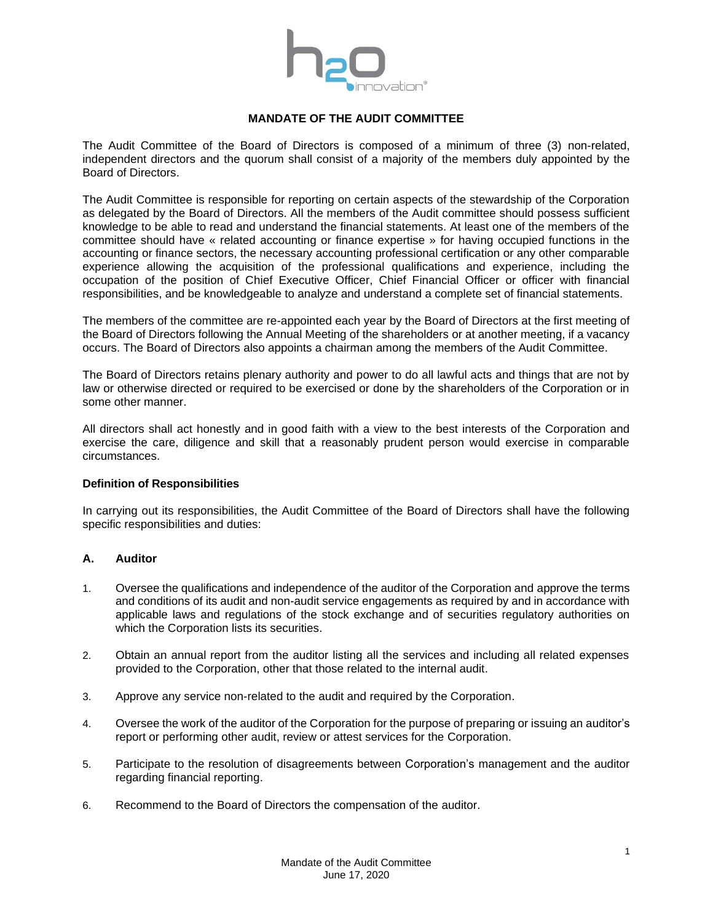# MANDATE OF THE AUDIT COMMITTEE

The Audit Committee of the Board of Directors is composed of a minimum of three (3) non-related, independent directors and the quorum shall consist of a majority of the members duly appointed by the Board of Directors.

The Audit Committee is responsible for reporting on certain aspects of the stewardship of the Corporation as delegated by the Board of Directors. All the members of the Audit committee should possess sufficient knowledge to be able to read and understand the financial statements. At least one of the members of the committee should have « related accounting or finance expertise » for having occupied functions in the accounting or finance sectors, the necessary accounting professional certification or any other comparable experience allowing the acquisition of the professional qualifications and experience, including the occupation of the position of Chief Executive Officer, Chief Financial Officer or officer with financial responsibilities, and be knowledgeable to analyze and understand a complete set of financial statements.

The members of the committee are re-appointed each year by the Board of Directors at the first meeting of the Board of Directors following the Annual Meeting of the shareholders or at another meeting, if a vacancy occurs. The Board of Directors also appoints a chairman among the members of the Audit Committee.

The Board of Directors retains plenary authority and power to do all lawful acts and things that are not by law or otherwise directed or required to be exercised or done by the shareholders of the Corporation or in some other manner.

All directors shall act honestly and in good faith with a view to the best interests of the Corporation and exercise the care, diligence and skill that a reasonably prudent person would exercise in comparable circumstances.

**Definition of Responsibilities**

In carrying out its responsibilities, the Audit Committee of the Board of Directors shall have the following specific responsibilities and duties:

## A. Auditor

1. Oversee the qualifications and independence of the auditor of the Corporation and approve the terms and conditions of its audit and non-audit service engagements as required by and in accordance with applicable laws and regulations of the stock exchange and of securities regulatory authorities on which the Corporation lists its securities.
2. Obtain an annual report from the auditor listing all the services and including all related expenses provided to the Corporation, other that those related to the internal audit.
3. Approve any service non-related to the audit and required by the Corporation.
4. Oversee the work of the auditor of the Corporation for the purpose of preparing or issuing an auditor's report or performing other audit, review or attest services for the Corporation.
5. Participate to the resolution of disagreements between Corporation's management and the auditor regarding financial reporting.
6. Recommend to the Board of Directors the compensation of the auditor.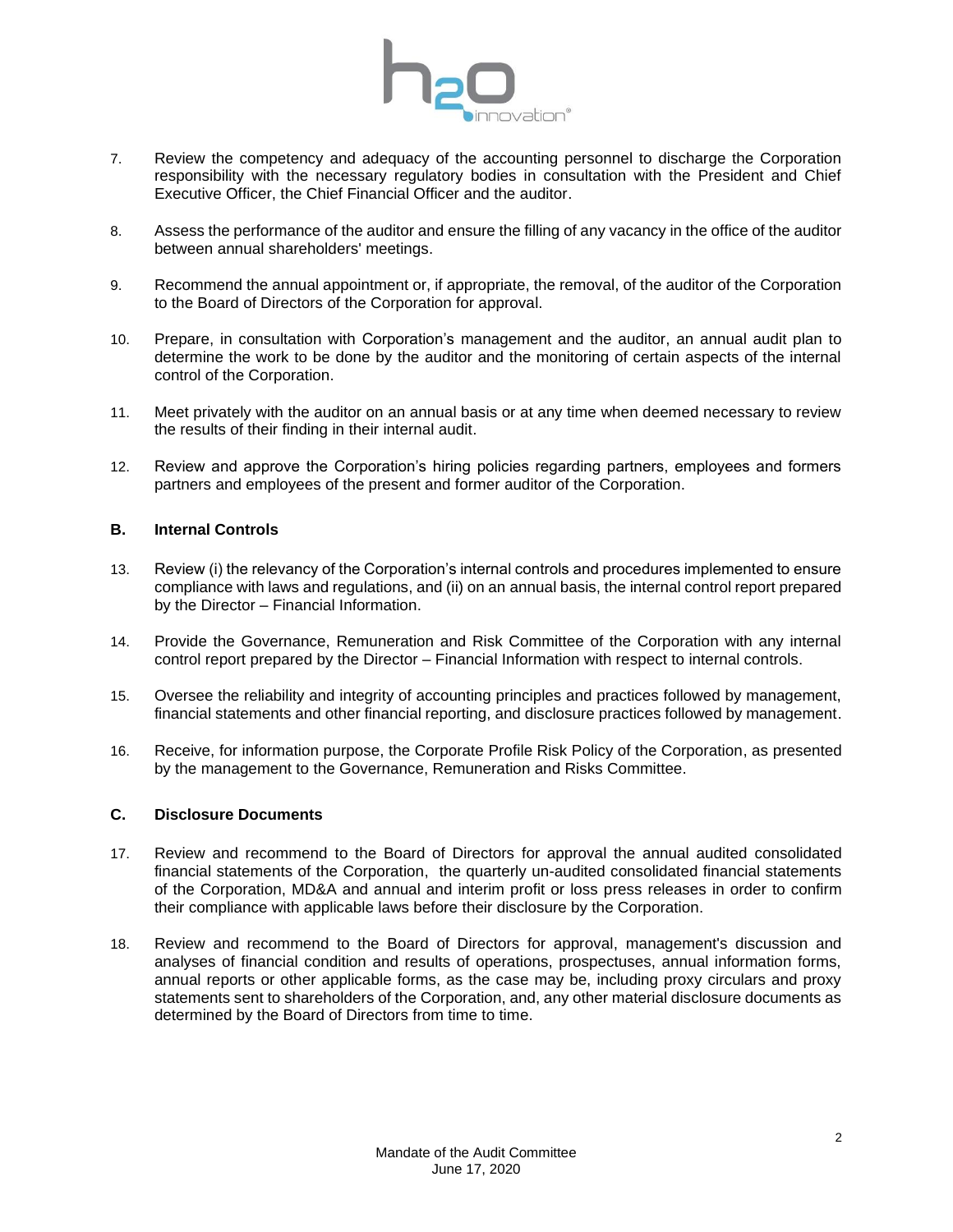7. Review the competency and adequacy of the accounting personnel to discharge the Corporation responsibility with the necessary regulatory bodies in consultation with the President and Chief Executive Officer, the Chief Financial Officer and the auditor.

8. Assess the performance of the auditor and ensure the filling of any vacancy in the office of the auditor between annual shareholders' meetings.

9. Recommend the annual appointment or, if appropriate, the removal, of the auditor of the Corporation to the Board of Directors of the Corporation for approval.

10. Prepare, in consultation with Corporation's management and the auditor, an annual audit plan to determine the work to be done by the auditor and the monitoring of certain aspects of the internal control of the Corporation.

11. Meet privately with the auditor on an annual basis or at any time when deemed necessary to review the results of their finding in their internal audit.

12. Review and approve the Corporation's hiring policies regarding partners, employees and formers partners and employees of the present and former auditor of the Corporation.

### B. Internal Controls

13. Review (i) the relevancy of the Corporation's internal controls and procedures implemented to ensure compliance with laws and regulations, and (ii) on an annual basis, the internal control report prepared by the Director – Financial Information.

14. Provide the Governance, Remuneration and Risk Committee of the Corporation with any internal control report prepared by the Director – Financial Information with respect to internal controls.

15. Oversee the reliability and integrity of accounting principles and practices followed by management, financial statements and other financial reporting, and disclosure practices followed by management.

16. Receive, for information purpose, the Corporate Profile Risk Policy of the Corporation, as presented by the management to the Governance, Remuneration and Risks Committee.

### C. Disclosure Documents

17. Review and recommend to the Board of Directors for approval the annual audited consolidated financial statements of the Corporation, the quarterly un-audited consolidated financial statements of the Corporation, MD&A and annual and interim profit or loss press releases in order to confirm their compliance with applicable laws before their disclosure by the Corporation.

18. Review and recommend to the Board of Directors for approval, management's discussion and analyses of financial condition and results of operations, prospectuses, annual information forms, annual reports or other applicable forms, as the case may be, including proxy circulars and proxy statements sent to shareholders of the Corporation, and, any other material disclosure documents as determined by the Board of Directors from time to time.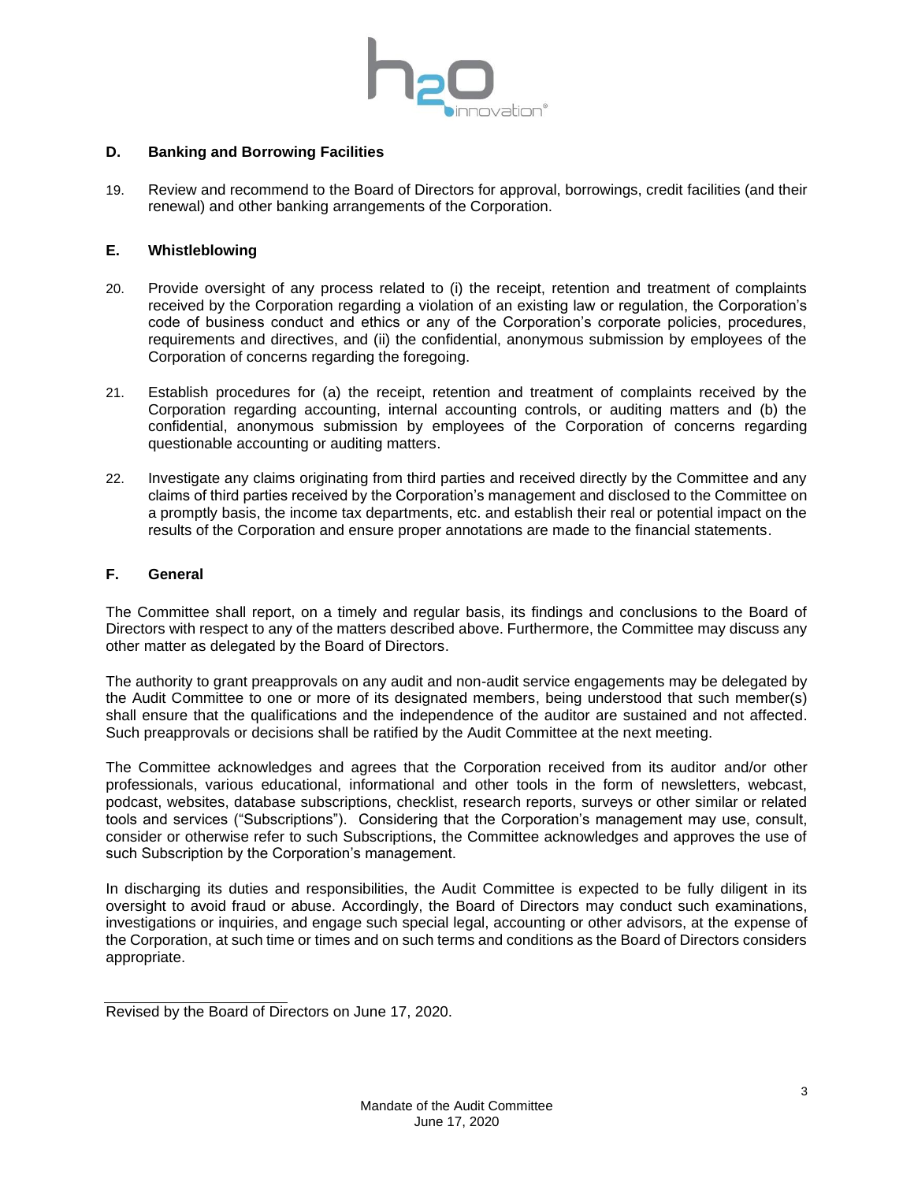### D. Banking and Borrowing Facilities

19. Review and recommend to the Board of Directors for approval, borrowings, credit facilities (and their renewal) and other banking arrangements of the Corporation.

### E. Whistleblowing

20. Provide oversight of any process related to (i) the receipt, retention and treatment of complaints received by the Corporation regarding a violation of an existing law or regulation, the Corporation's code of business conduct and ethics or any of the Corporation's corporate policies, procedures, requirements and directives, and (ii) the confidential, anonymous submission by employees of the Corporation of concerns regarding the foregoing.

21. Establish procedures for (a) the receipt, retention and treatment of complaints received by the Corporation regarding accounting, internal accounting controls, or auditing matters and (b) the confidential, anonymous submission by employees of the Corporation of concerns regarding questionable accounting or auditing matters.

22. Investigate any claims originating from third parties and received directly by the Committee and any claims of third parties received by the Corporation's management and disclosed to the Committee on a promptly basis, the income tax departments, etc. and establish their real or potential impact on the results of the Corporation and ensure proper annotations are made to the financial statements.

### F. General

The Committee shall report, on a timely and regular basis, its findings and conclusions to the Board of Directors with respect to any of the matters described above. Furthermore, the Committee may discuss any other matter as delegated by the Board of Directors.

The authority to grant preapprovals on any audit and non-audit service engagements may be delegated by the Audit Committee to one or more of its designated members, being understood that such member(s) shall ensure that the qualifications and the independence of the auditor are sustained and not affected. Such preapprovals or decisions shall be ratified by the Audit Committee at the next meeting.

The Committee acknowledges and agrees that the Corporation received from its auditor and/or other professionals, various educational, informational and other tools in the form of newsletters, webcast, podcast, websites, database subscriptions, checklist, research reports, surveys or other similar or related tools and services ("Subscriptions"). Considering that the Corporation's management may use, consult, consider or otherwise refer to such Subscriptions, the Committee acknowledges and approves the use of such Subscription by the Corporation's management.

In discharging its duties and responsibilities, the Audit Committee is expected to be fully diligent in its oversight to avoid fraud or abuse. Accordingly, the Board of Directors may conduct such examinations, investigations or inquiries, and engage such special legal, accounting or other advisors, at the expense of the Corporation, at such time or times and on such terms and conditions as the Board of Directors considers appropriate.

---

Revised by the Board of Directors on June 17, 2020.